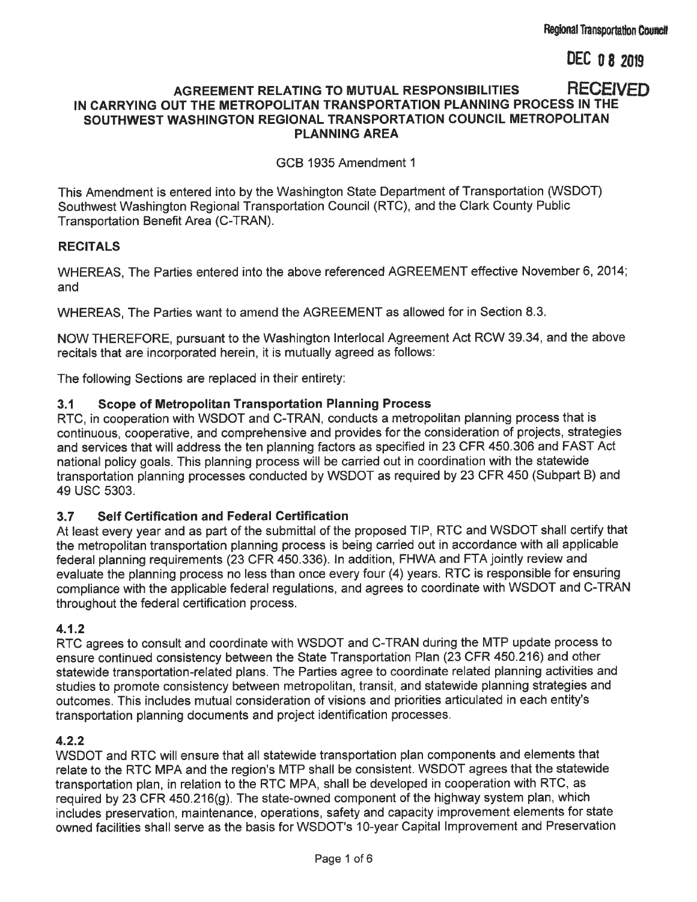Regional Transportation Council

DEC 08 2019

RECEIVED

# AGREEMENT RELATING TO MUTUAL RESPONSIBILITIES IN CARRYING OUT THE METROPOLITAN TRANSPORTATION PLANNING PROCESS IN THE SOUTHWEST WASHINGTON REGIONAL TRANSPORTATION COUNCIL METROPOLITAN PLANNING AREA

GCB 1935 Amendment 1

This Amendment is entered into by the Washington State Department of Transportation (WSDOT) Southwest Washington Regional Transportation Council (RTC), and the Clark County Public Transportation Benefit Area (C-TRAN).

## RECITALS

WHEREAS, The Parties entered into the above referenced AGREEMENT effective November 6, 2014; and

WHEREAS, The Parties want to amend the AGREEMENT as allowed for in Section 8.3.

NOW THEREFORE, pursuant to the Washington Interlocal Agreement Act RCW 39.34, and the above recitals that are incorporated herein, it is mutually agreed as follows:

The following Sections are replaced in their entirety:

### 3.1 Scope of Metropolitan Transportation Planning Process

RTC, in cooperation with WSDOT and C-TRAN, conducts a metropolitan planning process that is continuous, cooperative, and comprehensive and provides for the consideration of projects, strategies and services that will address the ten planning factors as specified in 23 CFR 450.306 and FAST Act national policy goals. This planning process will be carried out in coordination with the statewide transportation planning processes conducted by WSDOT as required by 23 CFR 450 (Subpart B) and 49 USC 5303.

### 3.7 Self Certification and Federal Certification

At least every year and as part of the submittal of the proposed TIP, RTC and WSDOT shall certify that the metropolitan transportation planning process is being carried out in accordance with all applicable federal planning requirements (23 CFR 450.336). In addition, FHWA and FTA jointly review and evaluate the planning process no less than once every four (4) years. RTC is responsible for ensuring compliance with the applicable federal regulations, and agrees to coordinate with WSDOT and C-TRAN throughout the federal certification process.

### 4.1.2

RTC agrees to consult and coordinate with WSDOT and C-TRAN during the MTP update process to ensure continued consistency between the State Transportation Plan (23 CFR 450.216) and other statewide transportation-related plans. The Parties agree to coordinate related planning activities and studies to promote consistency between metropolitan, transit, and statewide planning strategies and outcomes. This includes mutual consideration of visions and priorities articulated in each entity's transportation planning documents and project identification processes.

### 4.2.2

WSDOT and RTC will ensure that all statewide transportation plan components and elements that relate to the RTC MPA and the region's MTP shall be consistent. WSDOT agrees that the statewide transportation plan, in relation to the RTC MPA, shall be developed in cooperation with RTC, as required by 23 CFR 450.216(g). The state-owned component of the highway system plan, which includes preservation, maintenance, operations, safety and capacity improvement elements for state owned facilities shall serve as the basis for WSDOT's 10-year Capital Improvement and Preservation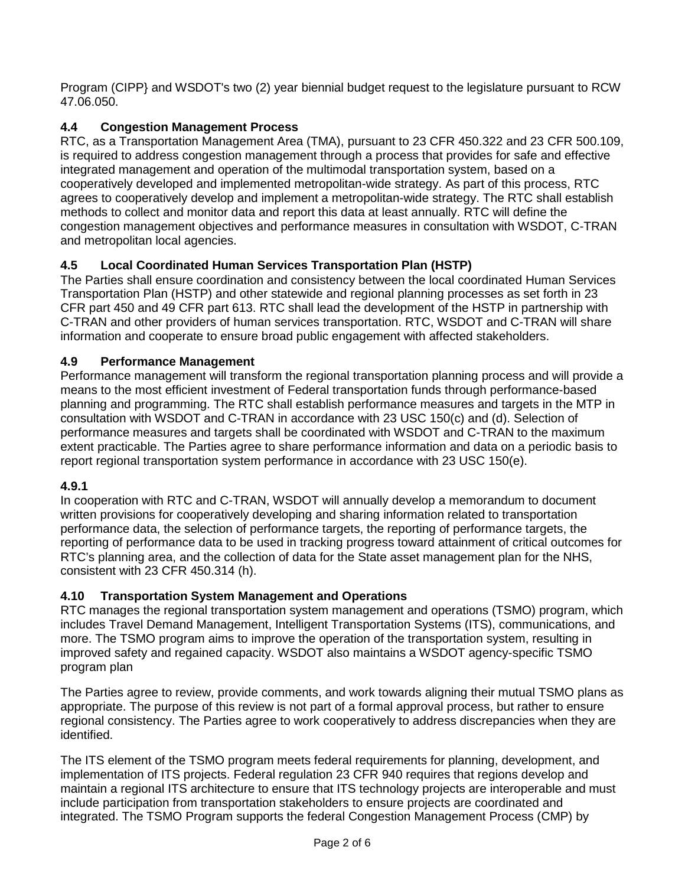Program (CIPP} and WSDOT's two (2) year biennial budget request to the legislature pursuant to RCW 47.06.050.

### 4.4 Congestion Management Process

RTC, as a Transportation Management Area (TMA), pursuant to 23 CFR 450.322 and 23 CFR 500.109, is required to address congestion management through a process that provides for safe and effective integrated management and operation of the multimodal transportation system, based on a cooperatively developed and implemented metropolitan-wide strategy. As part of this process, RTC agrees to cooperatively develop and implement a metropolitan-wide strategy. The RTC shall establish methods to collect and monitor data and report this data at least annually. RTC will define the congestion management objectives and performance measures in consultation with WSDOT, C-TRAN and metropolitan local agencies.

### 4.5 Local Coordinated Human Services Transportation Plan (HSTP)

The Parties shall ensure coordination and consistency between the local coordinated Human Services Transportation Plan (HSTP) and other statewide and regional planning processes as set forth in 23 CFR part 450 and 49 CFR part 613. RTC shall lead the development of the HSTP in partnership with C-TRAN and other providers of human services transportation. RTC, WSDOT and C-TRAN will share information and cooperate to ensure broad public engagement with affected stakeholders.

### 4.9 Performance Management

Performance management will transform the regional transportation planning process and will provide a means to the most efficient investment of Federal transportation funds through performance-based planning and programming. The RTC shall establish performance measures and targets in the MTP in consultation with WSDOT and C-TRAN in accordance with 23 USC 150(c) and (d). Selection of performance measures and targets shall be coordinated with WSDOT and C-TRAN to the maximum extent practicable. The Parties agree to share performance information and data on a periodic basis to report regional transportation system performance in accordance with 23 USC 150(e).

#### 4.9.1

In cooperation with RTC and C-TRAN, WSDOT will annually develop a memorandum to document written provisions for cooperatively developing and sharing information related to transportation performance data, the selection of performance targets, the reporting of performance targets, the reporting of performance data to be used in tracking progress toward attainment of critical outcomes for RTC's planning area, and the collection of data for the State asset management plan for the NHS, consistent with 23 CFR 450.314 (h).

### 4.10 Transportation System Management and Operations

RTC manages the regional transportation system management and operations (TSMO) program, which includes Travel Demand Management, Intelligent Transportation Systems (ITS), communications, and more. The TSMO program aims to improve the operation of the transportation system, resulting in improved safety and regained capacity. WSDOT also maintains a WSDOT agency-specific TSMO program plan

The Parties agree to review, provide comments, and work towards aligning their mutual TSMO plans as appropriate. The purpose of this review is not part of a formal approval process, but rather to ensure regional consistency. The Parties agree to work cooperatively to address discrepancies when they are identified.

The ITS element of the TSMO program meets federal requirements for planning, development, and implementation of ITS projects. Federal regulation 23 CFR 940 requires that regions develop and maintain a regional ITS architecture to ensure that ITS technology projects are interoperable and must include participation from transportation stakeholders to ensure projects are coordinated and integrated. The TSMO Program supports the federal Congestion Management Process (CMP) by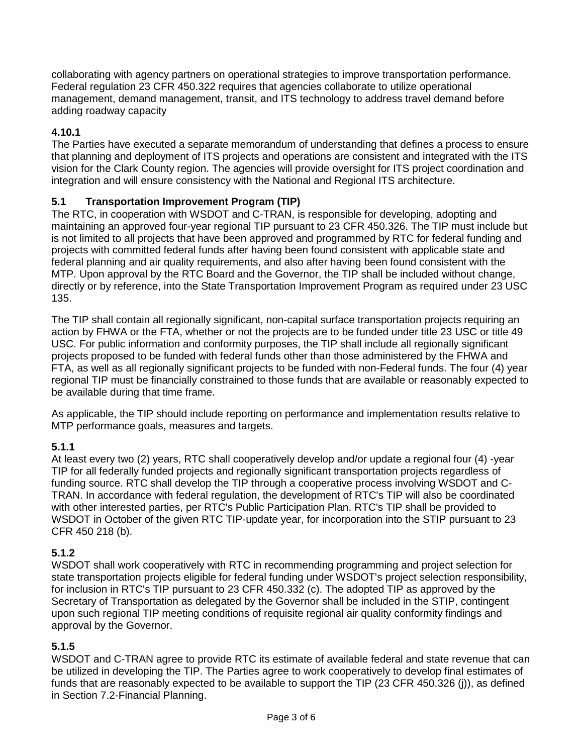collaborating with agency partners on operational strategies to improve transportation performance. Federal regulation 23 CFR 450.322 requires that agencies collaborate to utilize operational management, demand management, transit, and ITS technology to address travel demand before adding roadway capacity

**4.10.1**
The Parties have executed a separate memorandum of understanding that defines a process to ensure that planning and deployment of ITS projects and operations are consistent and integrated with the ITS vision for the Clark County region. The agencies will provide oversight for ITS project coordination and integration and will ensure consistency with the National and Regional ITS architecture.

## 5.1 Transportation Improvement Program (TIP)

The RTC, in cooperation with WSDOT and C-TRAN, is responsible for developing, adopting and maintaining an approved four-year regional TIP pursuant to 23 CFR 450.326. The TIP must include but is not limited to all projects that have been approved and programmed by RTC for federal funding and projects with committed federal funds after having been found consistent with applicable state and federal planning and air quality requirements, and also after having been found consistent with the MTP. Upon approval by the RTC Board and the Governor, the TIP shall be included without change, directly or by reference, into the State Transportation Improvement Program as required under 23 USC 135.

The TIP shall contain all regionally significant, non-capital surface transportation projects requiring an action by FHWA or the FTA, whether or not the projects are to be funded under title 23 USC or title 49 USC. For public information and conformity purposes, the TIP shall include all regionally significant projects proposed to be funded with federal funds other than those administered by the FHWA and FTA, as well as all regionally significant projects to be funded with non-Federal funds. The four (4) year regional TIP must be financially constrained to those funds that are available or reasonably expected to be available during that time frame.

As applicable, the TIP should include reporting on performance and implementation results relative to MTP performance goals, measures and targets.

**5.1.1**
At least every two (2) years, RTC shall cooperatively develop and/or update a regional four (4) -year TIP for all federally funded projects and regionally significant transportation projects regardless of funding source. RTC shall develop the TIP through a cooperative process involving WSDOT and C-TRAN. In accordance with federal regulation, the development of RTC's TIP will also be coordinated with other interested parties, per RTC's Public Participation Plan. RTC's TIP shall be provided to WSDOT in October of the given RTC TIP-update year, for incorporation into the STIP pursuant to 23 CFR 450 218 (b).

**5.1.2**
WSDOT shall work cooperatively with RTC in recommending programming and project selection for state transportation projects eligible for federal funding under WSDOT's project selection responsibility, for inclusion in RTC's TIP pursuant to 23 CFR 450.332 (c). The adopted TIP as approved by the Secretary of Transportation as delegated by the Governor shall be included in the STIP, contingent upon such regional TIP meeting conditions of requisite regional air quality conformity findings and approval by the Governor.

**5.1.5**
WSDOT and C-TRAN agree to provide RTC its estimate of available federal and state revenue that can be utilized in developing the TIP. The Parties agree to work cooperatively to develop final estimates of funds that are reasonably expected to be available to support the TIP (23 CFR 450.326 (j)), as defined in Section 7.2-Financial Planning.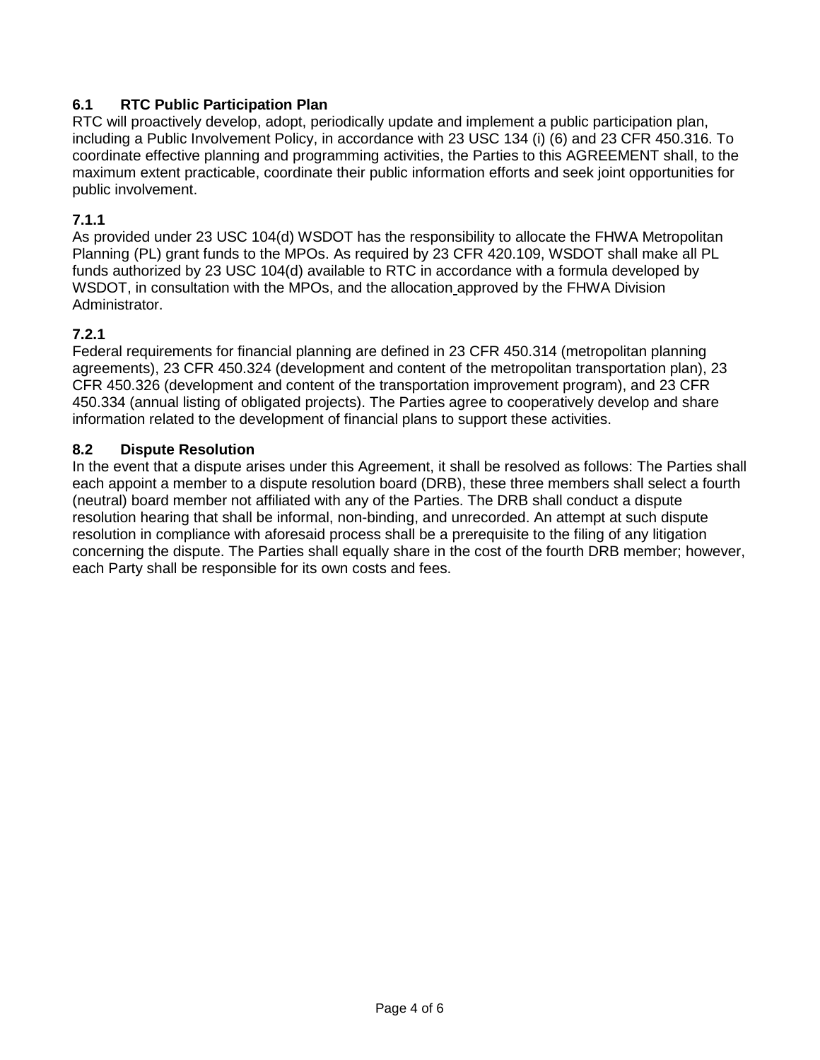### 6.1 RTC Public Participation Plan

RTC will proactively develop, adopt, periodically update and implement a public participation plan, including a Public Involvement Policy, in accordance with 23 USC 134 (i) (6) and 23 CFR 450.316. To coordinate effective planning and programming activities, the Parties to this AGREEMENT shall, to the maximum extent practicable, coordinate their public information efforts and seek joint opportunities for public involvement.

### 7.1.1

As provided under 23 USC 104(d) WSDOT has the responsibility to allocate the FHWA Metropolitan Planning (PL) grant funds to the MPOs. As required by 23 CFR 420.109, WSDOT shall make all PL funds authorized by 23 USC 104(d) available to RTC in accordance with a formula developed by WSDOT, in consultation with the MPOs, and the allocation approved by the FHWA Division Administrator.

### 7.2.1

Federal requirements for financial planning are defined in 23 CFR 450.314 (metropolitan planning agreements), 23 CFR 450.324 (development and content of the metropolitan transportation plan), 23 CFR 450.326 (development and content of the transportation improvement program), and 23 CFR 450.334 (annual listing of obligated projects). The Parties agree to cooperatively develop and share information related to the development of financial plans to support these activities.

### 8.2 Dispute Resolution

In the event that a dispute arises under this Agreement, it shall be resolved as follows: The Parties shall each appoint a member to a dispute resolution board (DRB), these three members shall select a fourth (neutral) board member not affiliated with any of the Parties. The DRB shall conduct a dispute resolution hearing that shall be informal, non-binding, and unrecorded. An attempt at such dispute resolution in compliance with aforesaid process shall be a prerequisite to the filing of any litigation concerning the dispute. The Parties shall equally share in the cost of the fourth DRB member; however, each Party shall be responsible for its own costs and fees.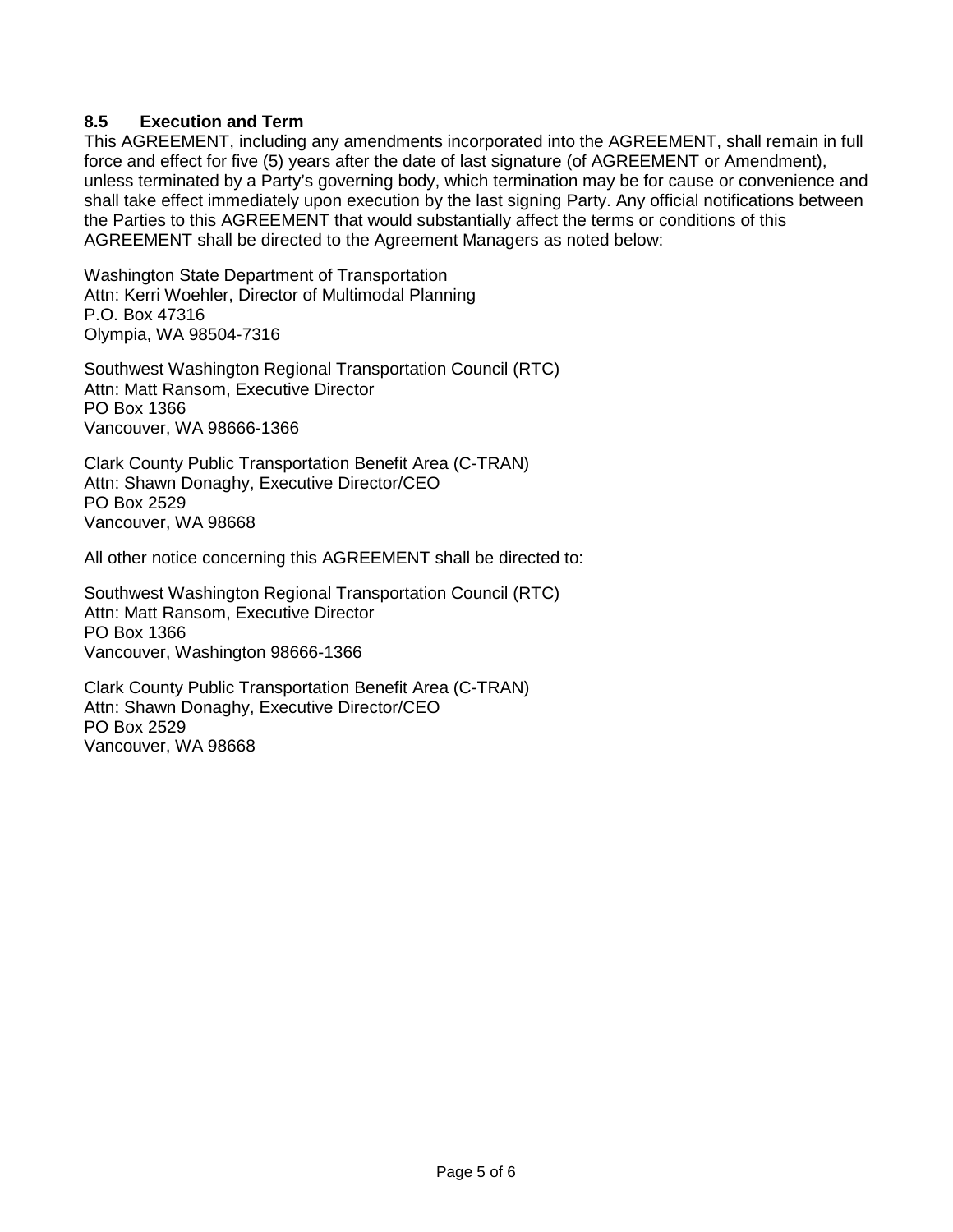### 8.5 Execution and Term

This AGREEMENT, including any amendments incorporated into the AGREEMENT, shall remain in full force and effect for five (5) years after the date of last signature (of AGREEMENT or Amendment), unless terminated by a Party's governing body, which termination may be for cause or convenience and shall take effect immediately upon execution by the last signing Party. Any official notifications between the Parties to this AGREEMENT that would substantially affect the terms or conditions of this AGREEMENT shall be directed to the Agreement Managers as noted below:

Washington State Department of Transportation
Attn: Kerri Woehler, Director of Multimodal Planning
P.O. Box 47316
Olympia, WA 98504-7316

Southwest Washington Regional Transportation Council (RTC)
Attn: Matt Ransom, Executive Director
PO Box 1366
Vancouver, WA 98666-1366

Clark County Public Transportation Benefit Area (C-TRAN)
Attn: Shawn Donaghy, Executive Director/CEO
PO Box 2529
Vancouver, WA 98668

All other notice concerning this AGREEMENT shall be directed to:

Southwest Washington Regional Transportation Council (RTC)
Attn: Matt Ransom, Executive Director
PO Box 1366
Vancouver, Washington 98666-1366

Clark County Public Transportation Benefit Area (C-TRAN)
Attn: Shawn Donaghy, Executive Director/CEO
PO Box 2529
Vancouver, WA 98668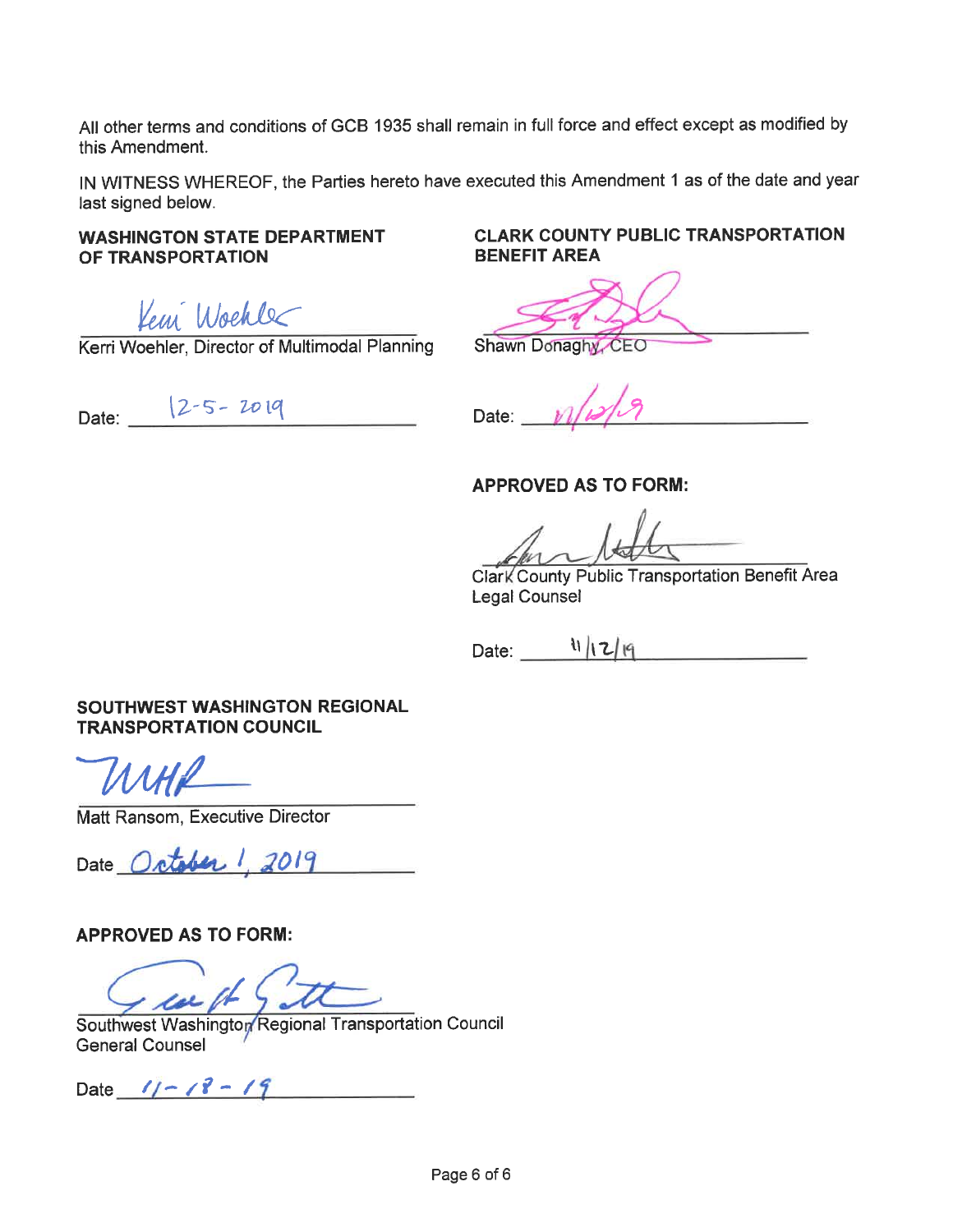All other terms and conditions of GCB 1935 shall remain in full force and effect except as modified by this Amendment.

IN WITNESS WHEREOF, the Parties hereto have executed this Amendment 1 as of the date and year last signed below.

**WASHINGTON STATE DEPARTMENT OF TRANSPORTATION**

Kerri Woehler

Kerri Woehler, Director of Multimodal Planning

Date: 12-5-2019

**CLARK COUNTY PUBLIC TRANSPORTATION BENEFIT AREA**

Shawn Donaghy, CEO

Date: 11/12/19

**APPROVED AS TO FORM:**

Clark County Public Transportation Benefit Area Legal Counsel

Date: 11/12/19

**SOUTHWEST WASHINGTON REGIONAL TRANSPORTATION COUNCIL**

Matt Ransom, Executive Director

Date October 1, 2019

**APPROVED AS TO FORM:**

Southwest Washington Regional Transportation Council General Counsel

Date 11-18-19